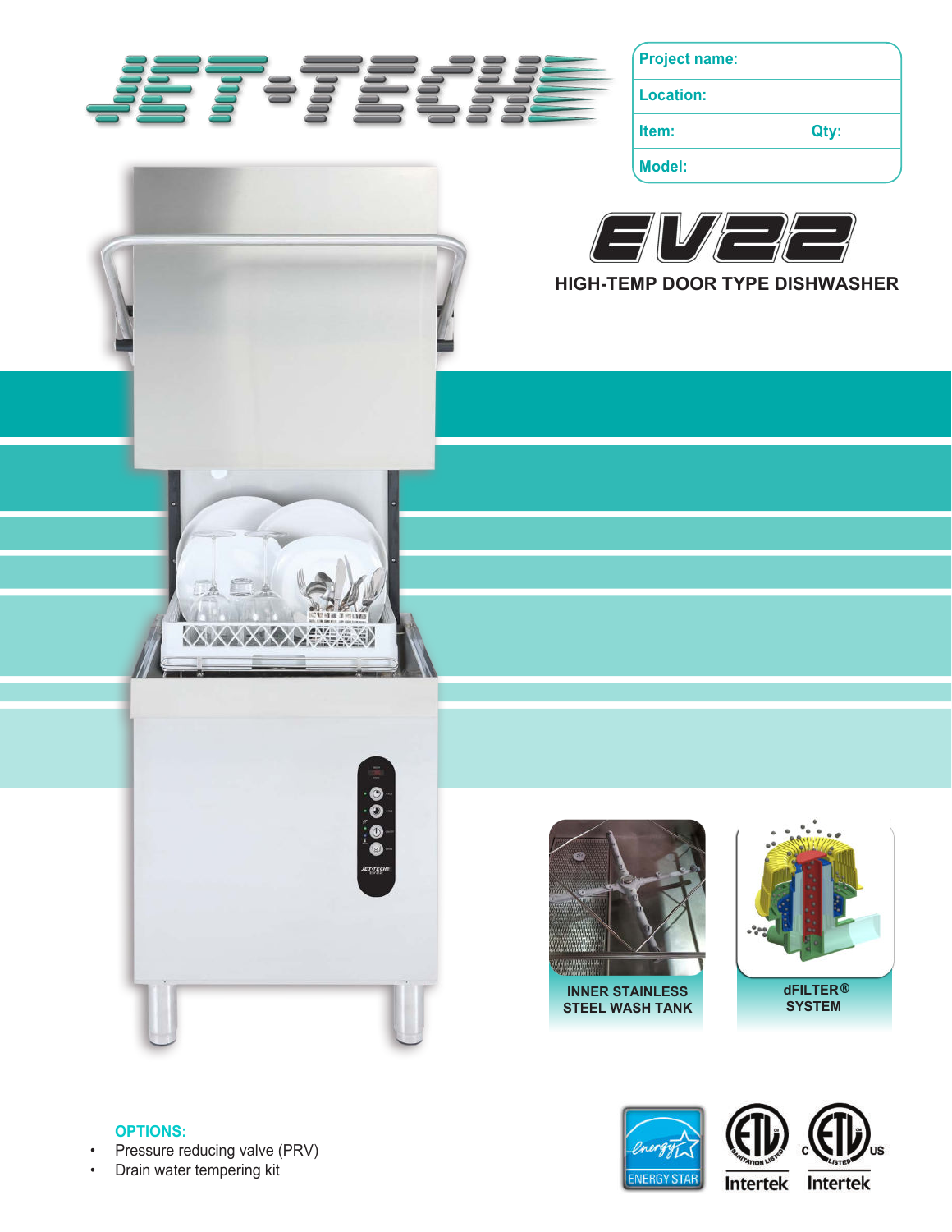# JET-TECH

| Project name: | |
|---|---|
| Location: | |
| Item: | Qty: |
| Model: | |

# EV22

## HIGH-TEMP DOOR TYPE DISHWASHER

INNER STAINLESS STEEL WASH TANK

dFILTER® SYSTEM

**OPTIONS:**

- Pressure reducing valve (PRV)
- Drain water tempering kit

ENERGY STAR

Intertek Intertek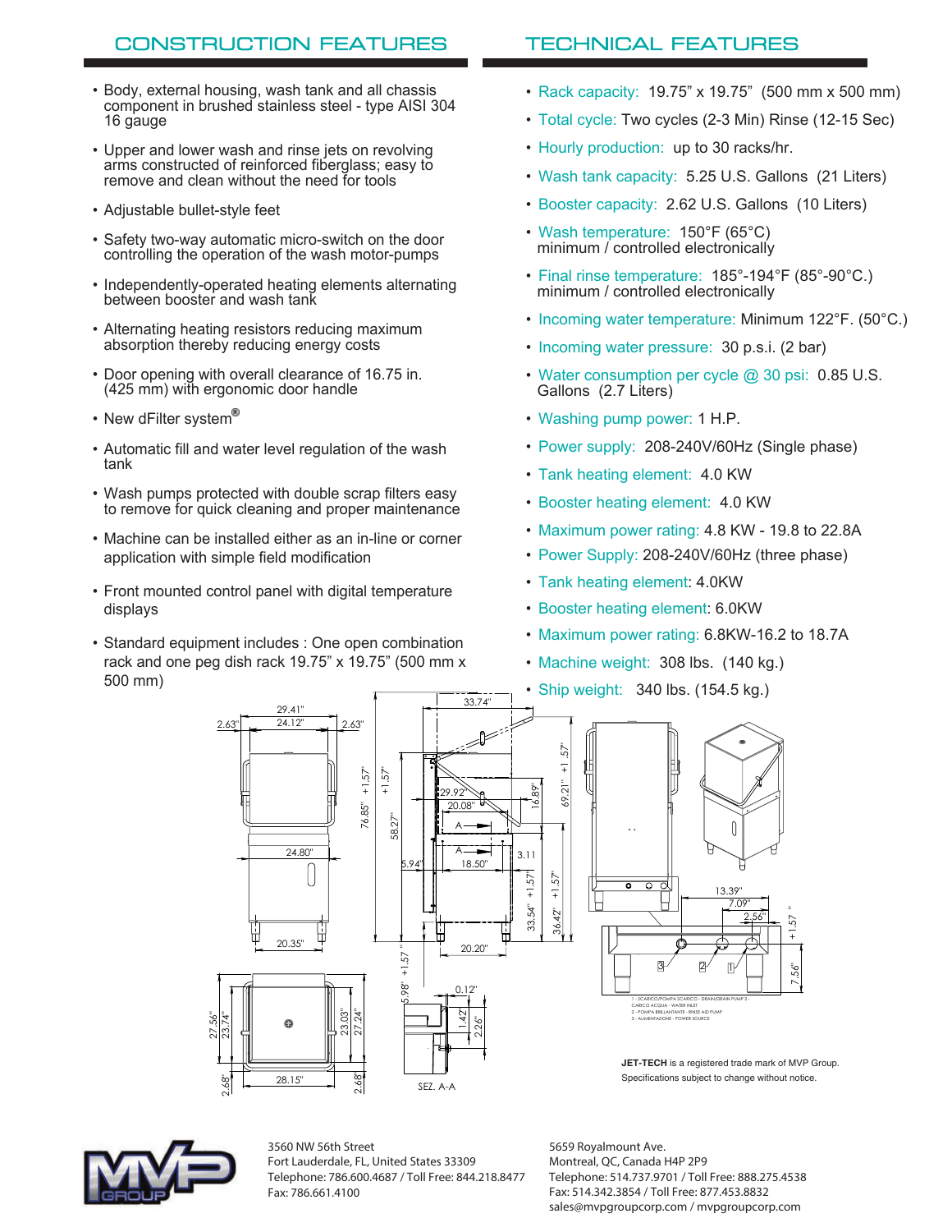## CONSTRUCTION FEATURES

- Body, external housing, wash tank and all chassis component in brushed stainless steel - type AISI 304 16 gauge
- Upper and lower wash and rinse jets on revolving arms constructed of reinforced fiberglass; easy to remove and clean without the need for tools
- Adjustable bullet-style feet
- Safety two-way automatic micro-switch on the door controlling the operation of the wash motor-pumps
- Independently-operated heating elements alternating between booster and wash tank
- Alternating heating resistors reducing maximum absorption thereby reducing energy costs
- Door opening with overall clearance of 16.75 in. (425 mm) with ergonomic door handle
- New dFilter system®
- Automatic fill and water level regulation of the wash tank
- Wash pumps protected with double scrap filters easy to remove for quick cleaning and proper maintenance
- Machine can be installed either as an in-line or corner application with simple field modification
- Front mounted control panel with digital temperature displays
- Standard equipment includes : One open combination rack and one peg dish rack 19.75" x 19.75" (500 mm x 500 mm)

## TECHNICAL FEATURES

- Rack capacity: 19.75" x 19.75" (500 mm x 500 mm)
- Total cycle: Two cycles (2-3 Min) Rinse (12-15 Sec)
- Hourly production: up to 30 racks/hr.
- Wash tank capacity: 5.25 U.S. Gallons (21 Liters)
- Booster capacity: 2.62 U.S. Gallons (10 Liters)
- Wash temperature: 150°F (65°C) minimum / controlled electronically
- Final rinse temperature: 185°-194°F (85°-90°C.) minimum / controlled electronically
- Incoming water temperature: Minimum 122°F. (50°C.)
- Incoming water pressure: 30 p.s.i. (2 bar)
- Water consumption per cycle @ 30 psi: 0.85 U.S. Gallons (2.7 Liters)
- Washing pump power: 1 H.P.
- Power supply: 208-240V/60Hz (Single phase)
- Tank heating element: 4.0 KW
- Booster heating element: 4.0 KW
- Maximum power rating: 4.8 KW - 19.8 to 22.8A
- Power Supply: 208-240V/60Hz (three phase)
- Tank heating element: 4.0KW
- Booster heating element: 6.0KW
- Maximum power rating: 6.8KW-16.2 to 18.7A
- Machine weight: 308 lbs. (140 kg.)
- Ship weight: 340 lbs. (154.5 kg.)

29.41"
2.63" 24.12" 2.63"
24.80"
20.35"
76.85" +1.57"
58.27"
33.74"
29.92"
20.08"
A
A
18.50"
5.94"
3.11
16.89"
69.21" +1.57"
33.54" +1.57"
36.42" +1.57"
20.20"
27.56" 23.74"
23.03" 27.24"
28.15"
2.68" 2.68"
5.98" +1.57"
0.12"
1.42"
2.26"
SEZ. A-A
13.39"
7.09"
2.56"
+1.57"
7.56"
3 2 1
1 - SCARICO/POMPA SCARICO - DRAIN/DRAIN PUMP 2 - CARICO ACQUA - WATER INLET
2 - POMPA BRILLANTANTE - RINSE AID PUMP
3 - ALIMENTAZIONE - POWER SOURCE

**JET-TECH** is a registered trade mark of MVP Group.
Specifications subject to change without notice.

MVP GROUP

3560 NW 56th Street
Fort Lauderdale, FL, United States 33309
Telephone: 786.600.4687 / Toll Free: 844.218.8477
Fax: 786.661.4100

5659 Royalmount Ave.
Montreal, QC, Canada H4P 2P9
Telephone: 514.737.9701 / Toll Free: 888.275.4538
Fax: 514.342.3854 / Toll Free: 877.453.8832
sales@mvpgroupcorp.com / mvpgroupcorp.com